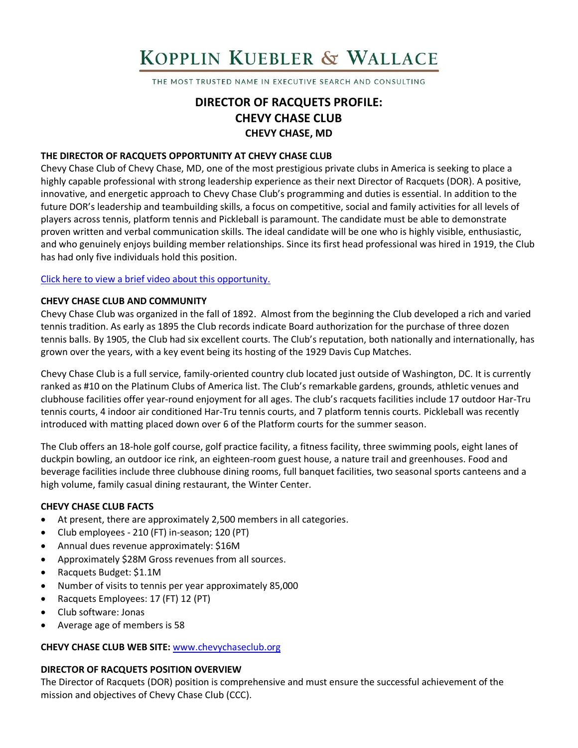# KOPPLIN KUEBLER & WALLACE

THE MOST TRUSTED NAME IN EXECUTIVE SEARCH AND CONSULTING

## DIRECTOR OF RACQUETS PROFILE:
## CHEVY CHASE CLUB
### CHEVY CHASE, MD

**THE DIRECTOR OF RACQUETS OPPORTUNITY AT CHEVY CHASE CLUB**

Chevy Chase Club of Chevy Chase, MD, one of the most prestigious private clubs in America is seeking to place a highly capable professional with strong leadership experience as their next Director of Racquets (DOR). A positive, innovative, and energetic approach to Chevy Chase Club's programming and duties is essential. In addition to the future DOR's leadership and teambuilding skills, a focus on competitive, social and family activities for all levels of players across tennis, platform tennis and Pickleball is paramount. The candidate must be able to demonstrate proven written and verbal communication skills. The ideal candidate will be one who is highly visible, enthusiastic, and who genuinely enjoys building member relationships. Since its first head professional was hired in 1919, the Club has had only five individuals hold this position.

Click here to view a brief video about this opportunity.

**CHEVY CHASE CLUB AND COMMUNITY**

Chevy Chase Club was organized in the fall of 1892. Almost from the beginning the Club developed a rich and varied tennis tradition. As early as 1895 the Club records indicate Board authorization for the purchase of three dozen tennis balls. By 1905, the Club had six excellent courts. The Club's reputation, both nationally and internationally, has grown over the years, with a key event being its hosting of the 1929 Davis Cup Matches.

Chevy Chase Club is a full service, family-oriented country club located just outside of Washington, DC. It is currently ranked as #10 on the Platinum Clubs of America list. The Club's remarkable gardens, grounds, athletic venues and clubhouse facilities offer year-round enjoyment for all ages. The club's racquets facilities include 17 outdoor Har-Tru tennis courts, 4 indoor air conditioned Har-Tru tennis courts, and 7 platform tennis courts. Pickleball was recently introduced with matting placed down over 6 of the Platform courts for the summer season.

The Club offers an 18-hole golf course, golf practice facility, a fitness facility, three swimming pools, eight lanes of duckpin bowling, an outdoor ice rink, an eighteen-room guest house, a nature trail and greenhouses. Food and beverage facilities include three clubhouse dining rooms, full banquet facilities, two seasonal sports canteens and a high volume, family casual dining restaurant, the Winter Center.

**CHEVY CHASE CLUB FACTS**

- At present, there are approximately 2,500 members in all categories.
- Club employees - 210 (FT) in-season; 120 (PT)
- Annual dues revenue approximately: $16M
- Approximately $28M Gross revenues from all sources.
- Racquets Budget: $1.1M
- Number of visits to tennis per year approximately 85,000
- Racquets Employees: 17 (FT) 12 (PT)
- Club software: Jonas
- Average age of members is 58

**CHEVY CHASE CLUB WEB SITE:** www.chevychaseclub.org

**DIRECTOR OF RACQUETS POSITION OVERVIEW**

The Director of Racquets (DOR) position is comprehensive and must ensure the successful achievement of the mission and objectives of Chevy Chase Club (CCC).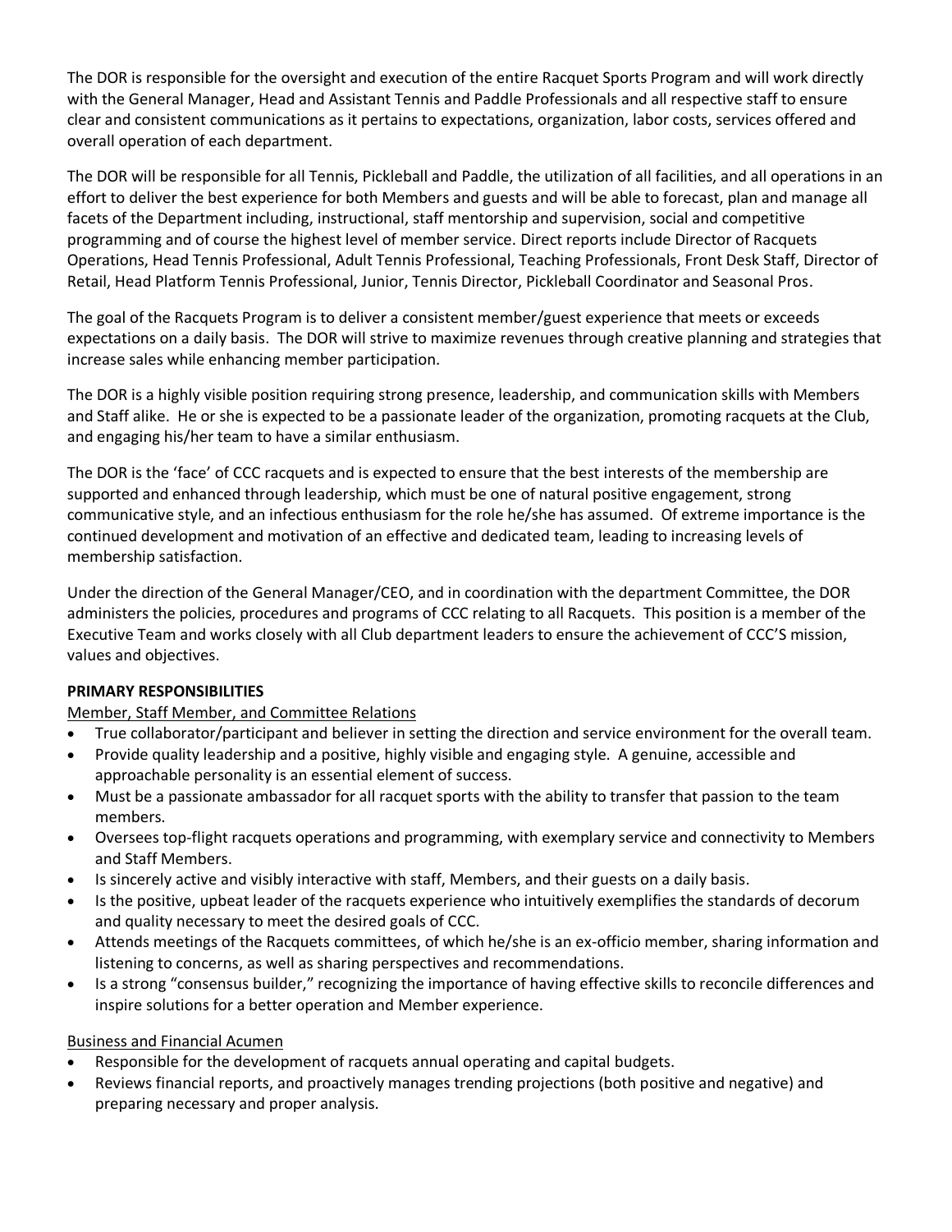The DOR is responsible for the oversight and execution of the entire Racquet Sports Program and will work directly with the General Manager, Head and Assistant Tennis and Paddle Professionals and all respective staff to ensure clear and consistent communications as it pertains to expectations, organization, labor costs, services offered and overall operation of each department.

The DOR will be responsible for all Tennis, Pickleball and Paddle, the utilization of all facilities, and all operations in an effort to deliver the best experience for both Members and guests and will be able to forecast, plan and manage all facets of the Department including, instructional, staff mentorship and supervision, social and competitive programming and of course the highest level of member service. Direct reports include Director of Racquets Operations, Head Tennis Professional, Adult Tennis Professional, Teaching Professionals, Front Desk Staff, Director of Retail, Head Platform Tennis Professional, Junior, Tennis Director, Pickleball Coordinator and Seasonal Pros.

The goal of the Racquets Program is to deliver a consistent member/guest experience that meets or exceeds expectations on a daily basis. The DOR will strive to maximize revenues through creative planning and strategies that increase sales while enhancing member participation.

The DOR is a highly visible position requiring strong presence, leadership, and communication skills with Members and Staff alike. He or she is expected to be a passionate leader of the organization, promoting racquets at the Club, and engaging his/her team to have a similar enthusiasm.

The DOR is the 'face' of CCC racquets and is expected to ensure that the best interests of the membership are supported and enhanced through leadership, which must be one of natural positive engagement, strong communicative style, and an infectious enthusiasm for the role he/she has assumed. Of extreme importance is the continued development and motivation of an effective and dedicated team, leading to increasing levels of membership satisfaction.

Under the direction of the General Manager/CEO, and in coordination with the department Committee, the DOR administers the policies, procedures and programs of CCC relating to all Racquets. This position is a member of the Executive Team and works closely with all Club department leaders to ensure the achievement of CCC'S mission, values and objectives.

**PRIMARY RESPONSIBILITIES**

Member, Staff Member, and Committee Relations

- True collaborator/participant and believer in setting the direction and service environment for the overall team.
- Provide quality leadership and a positive, highly visible and engaging style. A genuine, accessible and approachable personality is an essential element of success.
- Must be a passionate ambassador for all racquet sports with the ability to transfer that passion to the team members.
- Oversees top-flight racquets operations and programming, with exemplary service and connectivity to Members and Staff Members.
- Is sincerely active and visibly interactive with staff, Members, and their guests on a daily basis.
- Is the positive, upbeat leader of the racquets experience who intuitively exemplifies the standards of decorum and quality necessary to meet the desired goals of CCC.
- Attends meetings of the Racquets committees, of which he/she is an ex-officio member, sharing information and listening to concerns, as well as sharing perspectives and recommendations.
- Is a strong "consensus builder," recognizing the importance of having effective skills to reconcile differences and inspire solutions for a better operation and Member experience.

Business and Financial Acumen

- Responsible for the development of racquets annual operating and capital budgets.
- Reviews financial reports, and proactively manages trending projections (both positive and negative) and preparing necessary and proper analysis.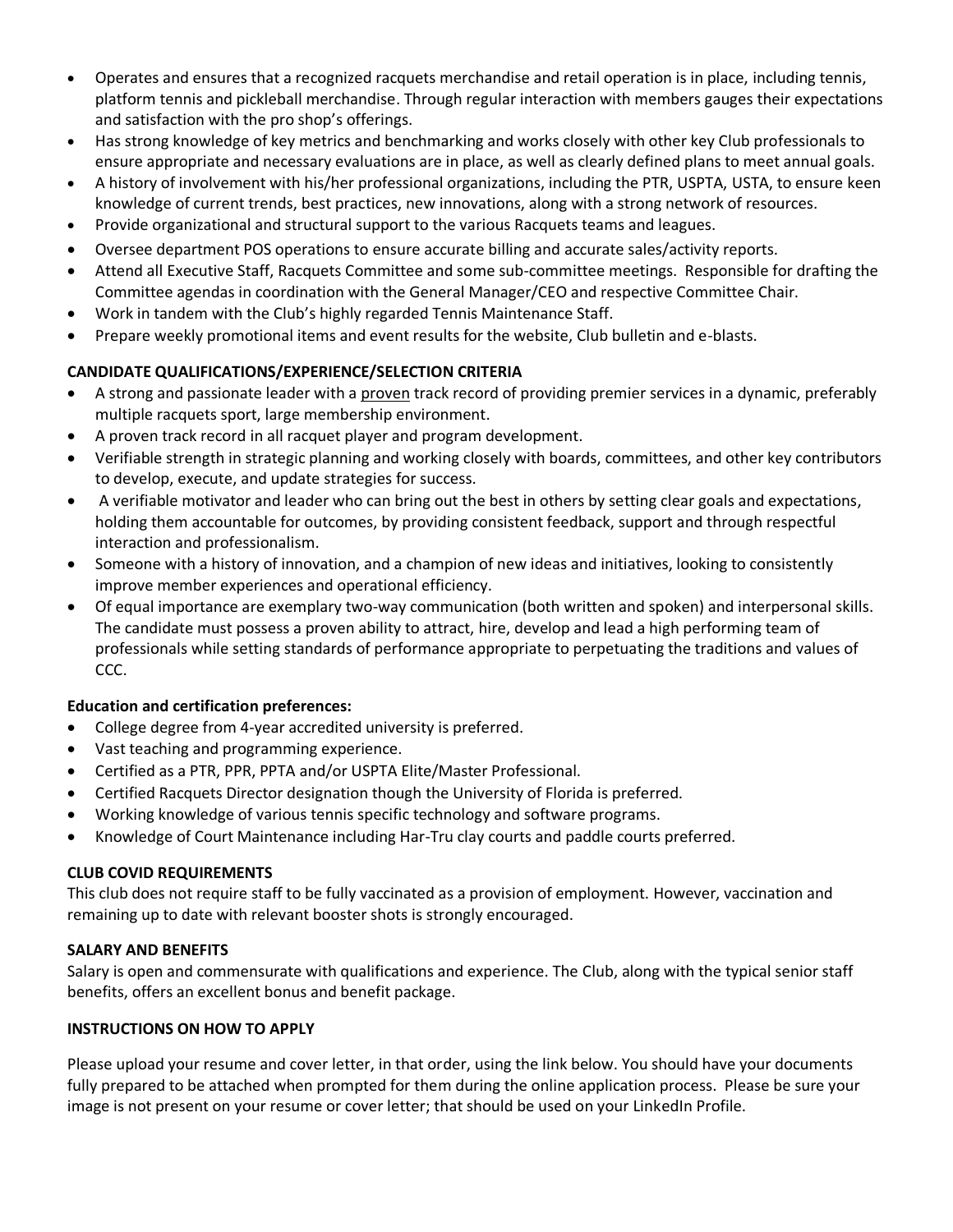- Operates and ensures that a recognized racquets merchandise and retail operation is in place, including tennis, platform tennis and pickleball merchandise. Through regular interaction with members gauges their expectations and satisfaction with the pro shop's offerings.
- Has strong knowledge of key metrics and benchmarking and works closely with other key Club professionals to ensure appropriate and necessary evaluations are in place, as well as clearly defined plans to meet annual goals.
- A history of involvement with his/her professional organizations, including the PTR, USPTA, USTA, to ensure keen knowledge of current trends, best practices, new innovations, along with a strong network of resources.
- Provide organizational and structural support to the various Racquets teams and leagues.
- Oversee department POS operations to ensure accurate billing and accurate sales/activity reports.
- Attend all Executive Staff, Racquets Committee and some sub-committee meetings. Responsible for drafting the Committee agendas in coordination with the General Manager/CEO and respective Committee Chair.
- Work in tandem with the Club's highly regarded Tennis Maintenance Staff.
- Prepare weekly promotional items and event results for the website, Club bulletin and e-blasts.

**CANDIDATE QUALIFICATIONS/EXPERIENCE/SELECTION CRITERIA**

- A strong and passionate leader with a proven track record of providing premier services in a dynamic, preferably multiple racquets sport, large membership environment.
- A proven track record in all racquet player and program development.
- Verifiable strength in strategic planning and working closely with boards, committees, and other key contributors to develop, execute, and update strategies for success.
- A verifiable motivator and leader who can bring out the best in others by setting clear goals and expectations, holding them accountable for outcomes, by providing consistent feedback, support and through respectful interaction and professionalism.
- Someone with a history of innovation, and a champion of new ideas and initiatives, looking to consistently improve member experiences and operational efficiency.
- Of equal importance are exemplary two-way communication (both written and spoken) and interpersonal skills. The candidate must possess a proven ability to attract, hire, develop and lead a high performing team of professionals while setting standards of performance appropriate to perpetuating the traditions and values of CCC.

**Education and certification preferences:**

- College degree from 4-year accredited university is preferred.
- Vast teaching and programming experience.
- Certified as a PTR, PPR, PPTA and/or USPTA Elite/Master Professional.
- Certified Racquets Director designation though the University of Florida is preferred.
- Working knowledge of various tennis specific technology and software programs.
- Knowledge of Court Maintenance including Har-Tru clay courts and paddle courts preferred.

**CLUB COVID REQUIREMENTS**

This club does not require staff to be fully vaccinated as a provision of employment. However, vaccination and remaining up to date with relevant booster shots is strongly encouraged.

**SALARY AND BENEFITS**

Salary is open and commensurate with qualifications and experience. The Club, along with the typical senior staff benefits, offers an excellent bonus and benefit package.

**INSTRUCTIONS ON HOW TO APPLY**

Please upload your resume and cover letter, in that order, using the link below. You should have your documents fully prepared to be attached when prompted for them during the online application process. Please be sure your image is not present on your resume or cover letter; that should be used on your LinkedIn Profile.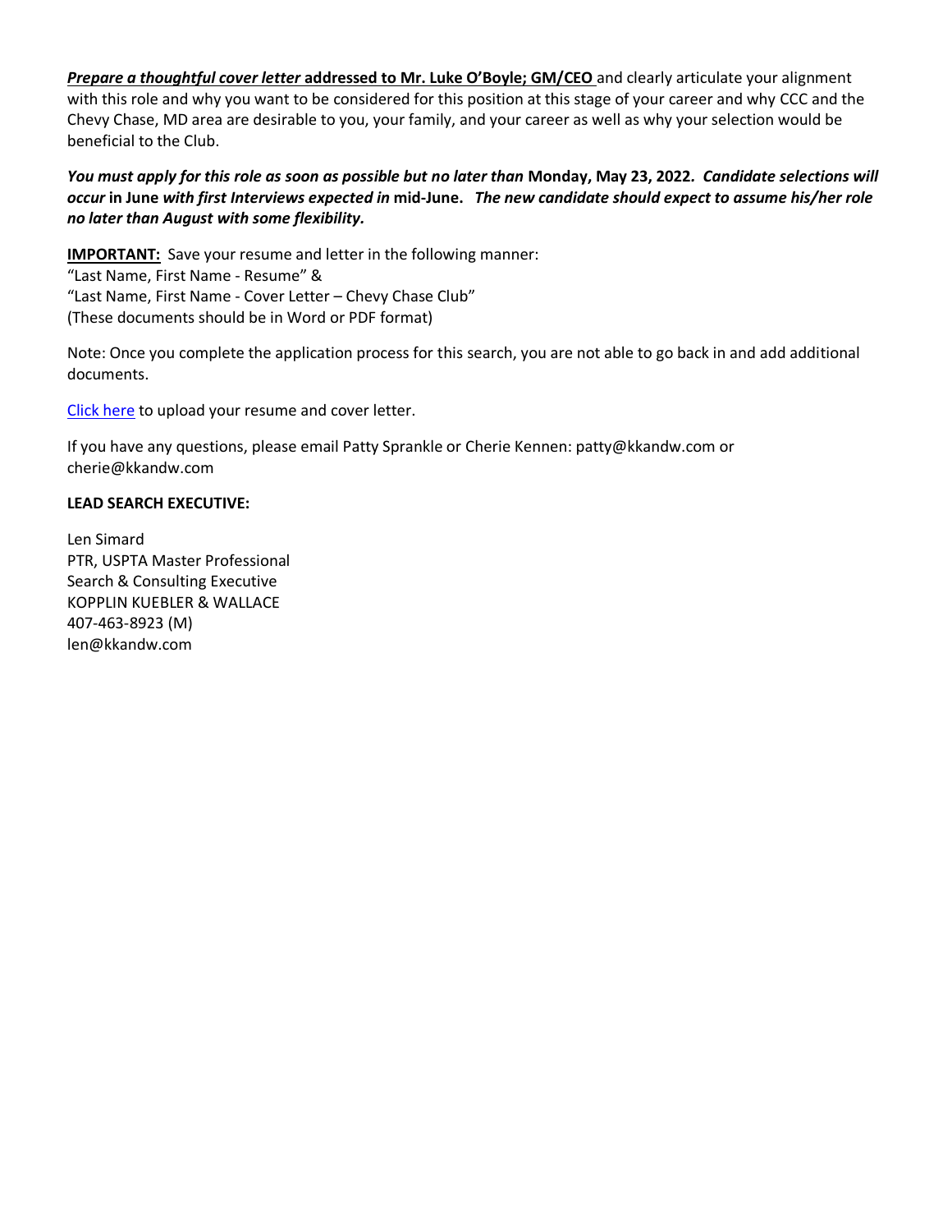***Prepare a thoughtful cover letter*** **addressed to Mr. Luke O'Boyle; GM/CEO** and clearly articulate your alignment with this role and why you want to be considered for this position at this stage of your career and why CCC and the Chevy Chase, MD area are desirable to you, your family, and your career as well as why your selection would be beneficial to the Club.

***You must apply for this role as soon as possible but no later than* Monday, May 23, 2022*.* *Candidate selections will occur* in June *with first Interviews expected in* mid-June*.* *The new candidate should expect to assume his/her role no later than August with some flexibility.***

**IMPORTANT:** Save your resume and letter in the following manner:
"Last Name, First Name - Resume" &
"Last Name, First Name - Cover Letter – Chevy Chase Club"
(These documents should be in Word or PDF format)

Note: Once you complete the application process for this search, you are not able to go back in and add additional documents.

Click here to upload your resume and cover letter.

If you have any questions, please email Patty Sprankle or Cherie Kennen: patty@kkandw.com or cherie@kkandw.com

**LEAD SEARCH EXECUTIVE:**

Len Simard
PTR, USPTA Master Professional
Search & Consulting Executive
KOPPLIN KUEBLER & WALLACE
407-463-8923 (M)
len@kkandw.com